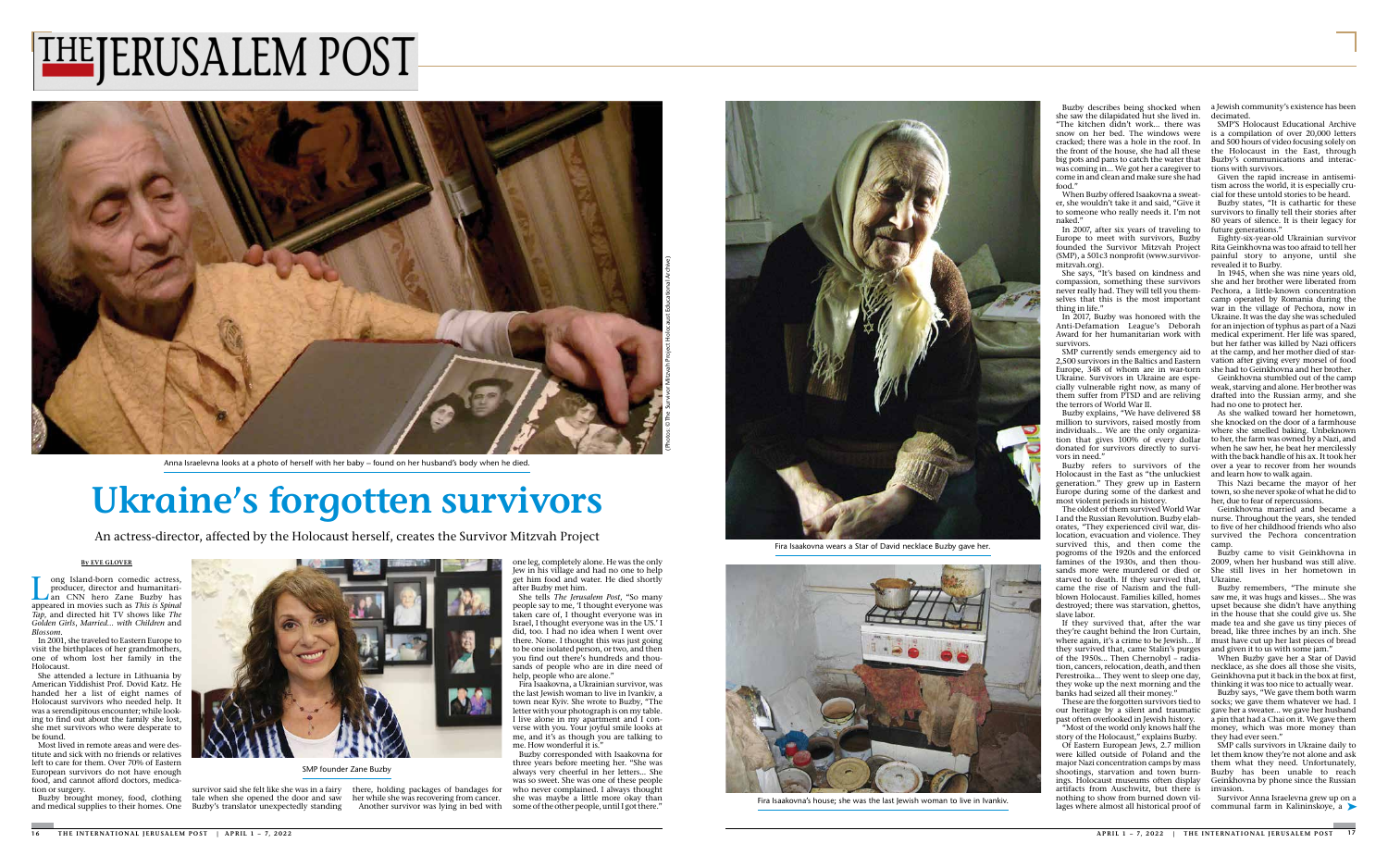# Ukraine's forgotten survivors

An actress-director, affected by the Holocaust herself, creates the Survivor Mitzvah Project

By EVE GLOVER

Anna Israelevna looks at a photo of herself with her baby – found on her husband's body when he died.

(Photos: ©The Survivor Mitzvah Project Holocaust Educational Archive)

Long Island-born comedic actress, producer, director and humanitarian CNN hero Zane Buzby has appeared in movies such as *This is Spinal Tap*, and directed hit TV shows like *The Golden Girls*, *Married... with Children* and *Blossom*.

In 2001, she traveled to Eastern Europe to visit the birthplaces of her grandmothers, one of whom lost her family in the Holocaust.

She attended a lecture in Lithuania by American Yiddishist Prof. Dovid Katz. He handed her a list of eight names of Holocaust survivors who needed help. It was a serendipitous encounter; while looking to find out about the family she lost, she met survivors who were desperate to be found.

Most lived in remote areas and were destitute and sick with no friends or relatives left to care for them. Over 70% of Eastern European survivors do not have enough food, and cannot afford doctors, medication or surgery.

Buzby brought money, food, clothing and medical supplies to their homes. One survivor said she felt like she was in a fairy tale when she opened the door and saw Buzby's translator unexpectedly standing there, holding packages of bandages for her while she was recovering from cancer.

SMP founder Zane Buzby

Another survivor was lying in bed with one leg, completely alone. He was the only Jew in his village and had no one to help get him food and water. He died shortly after Buzby met him.

She tells *The Jerusalem Post*, "So many people say to me, 'I thought everyone was taken care of, I thought everyone was in Israel, I thought everyone was in the US.' I did, too. I had no idea when I went over there. None. I thought this was just going to be one isolated person, or two, and then you find out there's hundreds and thousands of people who are in dire need of help, people who are alone."

Fira Isaakovna, a Ukrainian survivor, was the last Jewish woman to live in Ivankiv, a town near Kyiv. She wrote to Buzby, "The letter with your photograph is on my table. I live alone in my apartment and I converse with you. Your joyful smile looks at me, and it's as though you are talking to me. How wonderful it is."

Buzby corresponded with Isaakovna for three years before meeting her. "She was always very cheerful in her letters... She was so sweet. She was one of these people who never complained. I always thought she was maybe a little more okay than some of the other people, until I got there."

Fira Isaakovna wears a Star of David necklace Buzby gave her.

Fira Isaakovna's house; she was the last Jewish woman to live in Ivankiv.

Buzby describes being shocked when she saw the dilapidated hut she lived in. "The kitchen didn't work... there was snow on her bed. The windows were cracked; there was a hole in the roof. In the front of the house, she had all these big pots and pans to catch the water that was coming in... We got her a caregiver to come in and clean and make sure she had food."

When Buzby offered Isaakovna a sweater, she wouldn't take it and said, "Give it to someone who really needs it. I'm not naked."

In 2007, after six years of traveling to Europe to meet with survivors, Buzby founded the Survivor Mitzvah Project (SMP), a 501c3 nonprofit (www.survivormitzvah.org).

She says, "It's based on kindness and compassion, something these survivors never really had. They will tell you themselves that this is the most important thing in life."

In 2017, Buzby was honored with the Anti-Defamation League's Deborah Award for her humanitarian work with survivors.

SMP currently sends emergency aid to 2,500 survivors in the Baltics and Eastern Europe, 348 of whom are in war-torn Ukraine. Survivors in Ukraine are especially vulnerable right now, as many of them suffer from PTSD and are reliving the terrors of World War II.

Buzby explains, "We have delivered $8 million to survivors, raised mostly from individuals... We are the only organization that gives 100% of every dollar donated for survivors directly to survivors in need."

Buzby refers to survivors of the Holocaust in the East as "the unluckiest generation." They grew up in Eastern Europe during some of the darkest and most violent periods in history.

The oldest of them survived World War I and the Russian Revolution. Buzby elaborates, "They experienced civil war, dislocation, evacuation and violence. They survived this, and then come the pogroms of the 1920s and the enforced famines of the 1930s, and then thousands more were murdered or died or starved to death. If they survived that, came the rise of Nazism and the full-blown Holocaust. Families killed, homes destroyed; there was starvation, ghettos, slave labor.

If they survived that, after the war they're caught behind the Iron Curtain, where again, it's a crime to be Jewish... If they survived that, came Stalin's purges of the 1950s... Then Chernobyl – radiation, cancers, relocation, death, and then Perestroika... They went to sleep one day, they woke up the next morning and the banks had seized all their money."

These are the forgotten survivors tied to our heritage by a silent and traumatic past often overlooked in Jewish history.

"Most of the world only knows half the story of the Holocaust," explains Buzby.

Of Eastern European Jews, 2.7 million were killed outside of Poland and the major Nazi concentration camps by mass shootings, starvation and town burnings. Holocaust museums often display artifacts from Auschwitz, but there is nothing to show from burned down villages where almost all historical proof of a Jewish community's existence has been decimated.

SMP'S Holocaust Educational Archive is a compilation of over 20,000 letters and 500 hours of video focusing solely on the Holocaust in the East, through Buzby's communications and interactions with survivors.

Given the rapid increase in antisemitism across the world, it is especially crucial for these untold stories to be heard.

Buzby states, "It is cathartic for these survivors to finally tell their stories after 80 years of silence. It is their legacy for future generations."

Eighty-six-year-old Ukrainian survivor Rita Geinkhovna was too afraid to tell her painful story to anyone, until she revealed it to Buzby.

In 1945, when she was nine years old, she and her brother were liberated from Pechora, a little-known concentration camp operated by Romania during the war in the village of Pechora, now in Ukraine. It was the day she was scheduled for an injection of typhus as part of a Nazi medical experiment. Her life was spared, but her father was killed by Nazi officers at the camp, and her mother died of starvation after giving every morsel of food she had to Geinkhovna and her brother.

Geinkhovna stumbled out of the camp weak, starving and alone. Her brother was drafted into the Russian army, and she had no one to protect her.

As she walked toward her hometown, she knocked on the door of a farmhouse where she smelled baking. Unbeknown to her, the farm was owned by a Nazi, and when he saw her, he beat her mercilessly with the back handle of his ax. It took her over a year to recover from her wounds and learn how to walk again.

This Nazi became the mayor of her town, so she never spoke of what he did to her, due to fear of repercussions.

Geinkhovna married and became a nurse. Throughout the years, she tended to five of her childhood friends who also survived the Pechora concentration camp.

Buzby came to visit Geinkhovna in 2009, when her husband was still alive. She still lives in her hometown in Ukraine.

Buzby remembers, "The minute she saw me, it was hugs and kisses... She was upset because she didn't have anything in the house that she could give us. She made tea and she gave us tiny pieces of bread, like three inches by an inch. She must have cut up her last pieces of bread and given it to us with some jam."

When Buzby gave her a Star of David necklace, as she does all those she visits, Geinkhovna put it back in the box at first, thinking it was too nice to actually wear.

Buzby says, "We gave them both warm socks; we gave them whatever we had. I gave her a sweater... we gave her husband a pin that had a Chai on it. We gave them money, which was more money than they had ever seen."

SMP calls survivors in Ukraine daily to let them know they're not alone and ask them what they need. Unfortunately, Buzby has been unable to reach Geinkhovna by phone since the Russian invasion.

Survivor Anna Israelevna grew up on a communal farm in Kalininskoye, a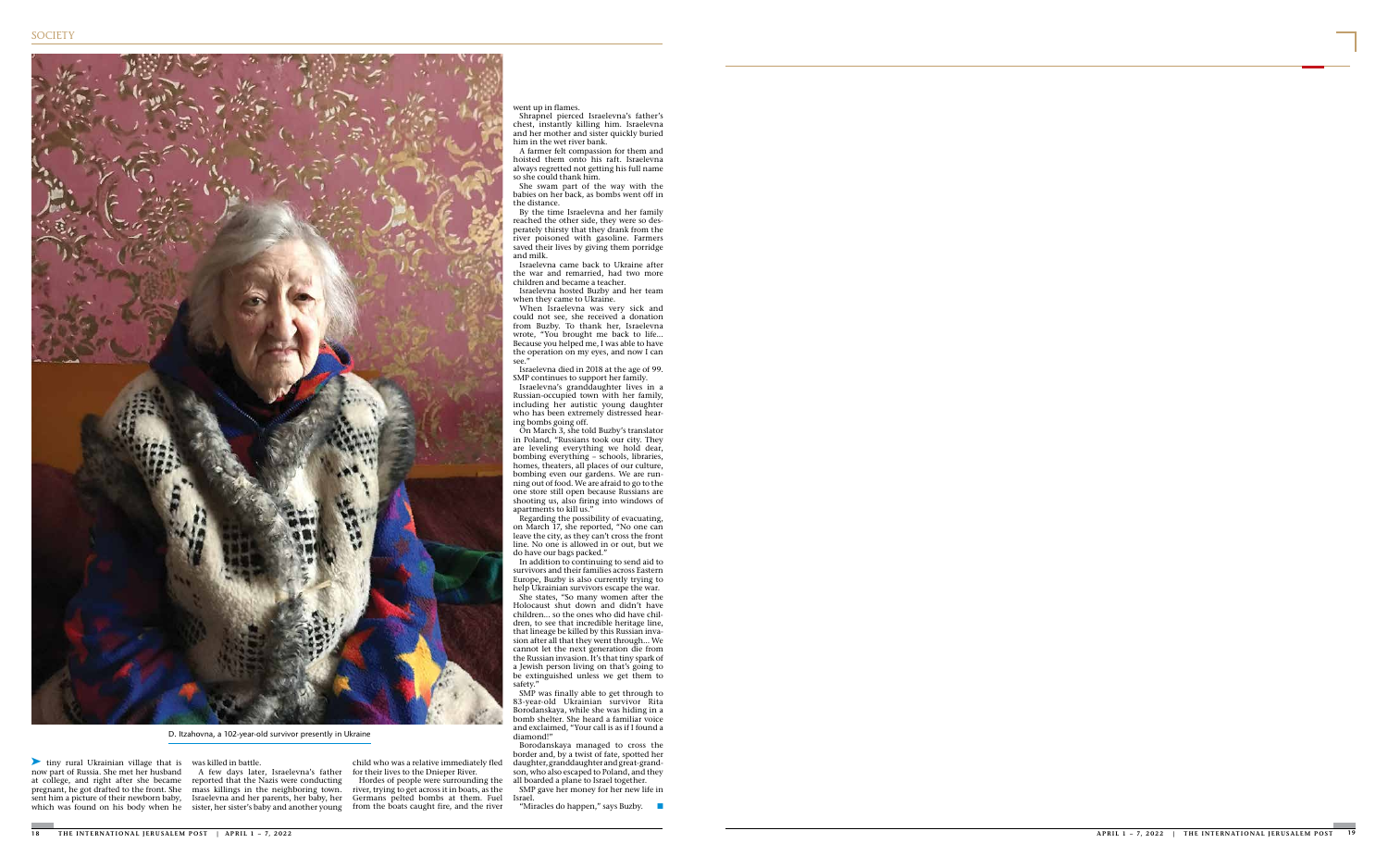D. Itzahovna, a 102-year-old survivor presently in Ukraine

tiny rural Ukrainian village that is now part of Russia. She met her husband at college, and right after she became pregnant, he got drafted to the front. She sent him a picture of their newborn baby, which was found on his body when he was killed in battle.

A few days later, Israelevna's father reported that the Nazis were conducting mass killings in the neighboring town. Israelevna and her parents, her baby, her sister, her sister's baby and another young child who was a relative immediately fled for their lives to the Dnieper River.

Hordes of people were surrounding the river, trying to get across it in boats, as the Germans pelted bombs at them. Fuel from the boats caught fire, and the river went up in flames.

Shrapnel pierced Israelevna's father's chest, instantly killing him. Israelevna and her mother and sister quickly buried him in the wet river bank.

A farmer felt compassion for them and hoisted them onto his raft. Israelevna always regretted not getting his full name so she could thank him.

She swam part of the way with the babies on her back, as bombs went off in the distance.

By the time Israelevna and her family reached the other side, they were so desperately thirsty that they drank from the river poisoned with gasoline. Farmers saved their lives by giving them porridge and milk.

Israelevna came back to Ukraine after the war and remarried, had two more children and became a teacher.

Israelevna hosted Buzby and her team when they came to Ukraine.

When Israelevna was very sick and could not see, she received a donation from Buzby. To thank her, Israelevna wrote, "You brought me back to life... Because you helped me, I was able to have the operation on my eyes, and now I can see."

Israelevna died in 2018 at the age of 99. SMP continues to support her family.

Israelevna's granddaughter lives in a Russian-occupied town with her family, including her autistic young daughter who has been extremely distressed hearing bombs going off.

On March 3, she told Buzby's translator in Poland, "Russians took our city. They are leveling everything we hold dear, bombing everything – schools, libraries, homes, theaters, all places of our culture, bombing even our gardens. We are running out of food. We are afraid to go to the one store still open because Russians are shooting us, also firing into windows of apartments to kill us."

Regarding the possibility of evacuating, on March 17, she reported, "No one can leave the city, as they can't cross the front line. No one is allowed in or out, but we do have our bags packed."

In addition to continuing to send aid to survivors and their families across Eastern Europe, Buzby is also currently trying to help Ukrainian survivors escape the war.

She states, "So many women after the Holocaust shut down and didn't have children... so the ones who did have children, to see that incredible heritage line, that lineage be killed by this Russian invasion after all that they went through... We cannot let the next generation die from the Russian invasion. It's that tiny spark of a Jewish person living on that's going to be extinguished unless we get them to safety."

SMP was finally able to get through to 83-year-old Ukrainian survivor Rita Borodanskaya, while she was hiding in a bomb shelter. She heard a familiar voice and exclaimed, "Your call is as if I found a diamond!"

Borodanskaya managed to cross the border and, by a twist of fate, spotted her daughter, granddaughter and great-grandson, who also escaped to Poland, and they all boarded a plane to Israel together.

SMP gave her money for her new life in Israel.

"Miracles do happen," says Buzby. ■